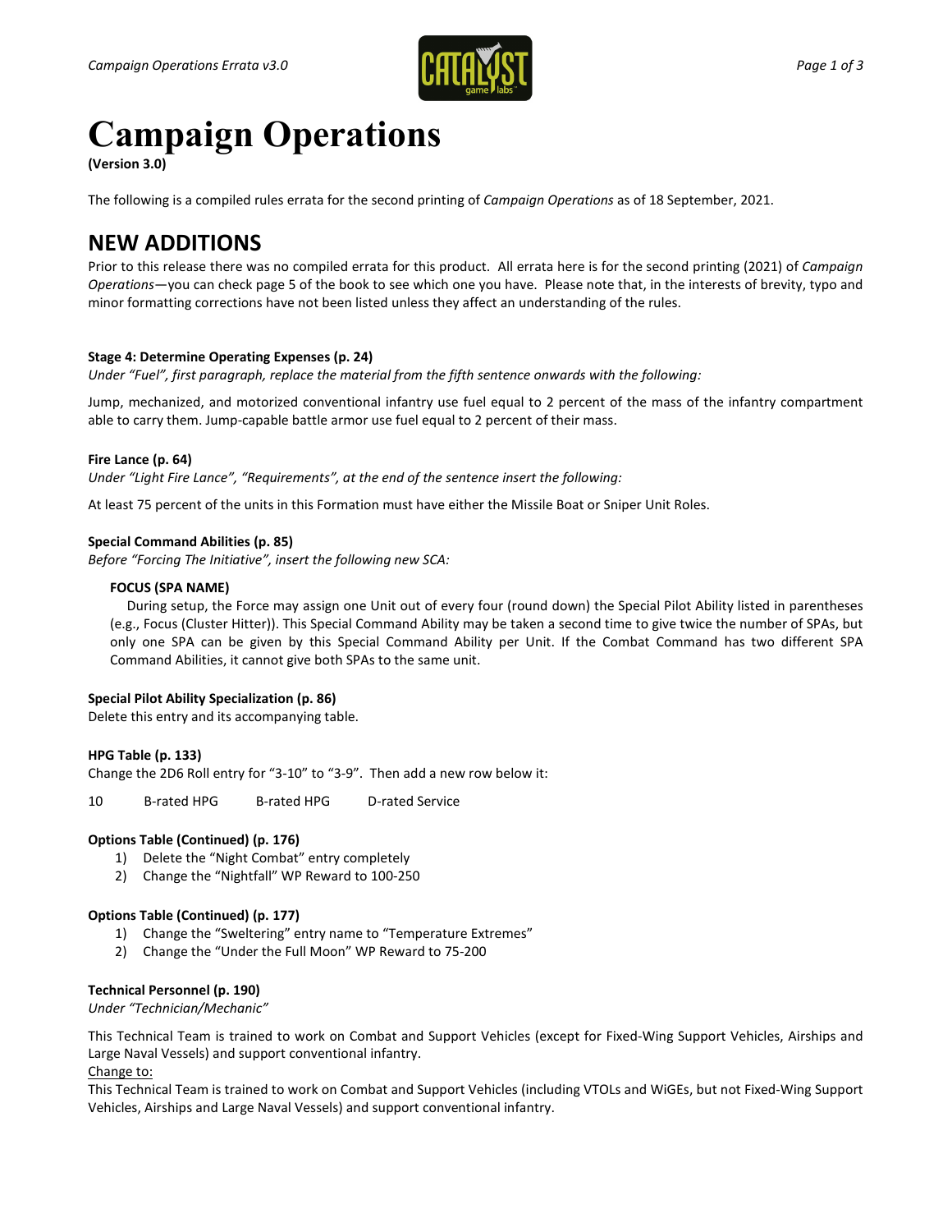# Campaign Operations

**(Version 3.0)**

The following is a compiled rules errata for the second printing of *Campaign Operations* as of 18 September, 2021.

## NEW ADDITIONS

Prior to this release there was no compiled errata for this product. All errata here is for the second printing (2021) of *Campaign Operations*—you can check page 5 of the book to see which one you have. Please note that, in the interests of brevity, typo and minor formatting corrections have not been listed unless they affect an understanding of the rules.

**Stage 4: Determine Operating Expenses (p. 24)**

*Under "Fuel", first paragraph, replace the material from the fifth sentence onwards with the following:*

Jump, mechanized, and motorized conventional infantry use fuel equal to 2 percent of the mass of the infantry compartment able to carry them. Jump-capable battle armor use fuel equal to 2 percent of their mass.

**Fire Lance (p. 64)**

*Under "Light Fire Lance", "Requirements", at the end of the sentence insert the following:*

At least 75 percent of the units in this Formation must have either the Missile Boat or Sniper Unit Roles.

**Special Command Abilities (p. 85)**

*Before "Forcing The Initiative", insert the following new SCA:*

> **FOCUS (SPA NAME)**
>
> During setup, the Force may assign one Unit out of every four (round down) the Special Pilot Ability listed in parentheses (e.g., Focus (Cluster Hitter)). This Special Command Ability may be taken a second time to give twice the number of SPAs, but only one SPA can be given by this Special Command Ability per Unit. If the Combat Command has two different SPA Command Abilities, it cannot give both SPAs to the same unit.

**Special Pilot Ability Specialization (p. 86)**

Delete this entry and its accompanying table.

**HPG Table (p. 133)**

Change the 2D6 Roll entry for "3-10" to "3-9". Then add a new row below it:

| | | | |
|---|---|---|---|
| 10 | B-rated HPG | B-rated HPG | D-rated Service |

**Options Table (Continued) (p. 176)**

1) Delete the "Night Combat" entry completely
2) Change the "Nightfall" WP Reward to 100-250

**Options Table (Continued) (p. 177)**

1) Change the "Sweltering" entry name to "Temperature Extremes"
2) Change the "Under the Full Moon" WP Reward to 75-200

**Technical Personnel (p. 190)**

*Under "Technician/Mechanic"*

This Technical Team is trained to work on Combat and Support Vehicles (except for Fixed-Wing Support Vehicles, Airships and Large Naval Vessels) and support conventional infantry.

<u>Change to:</u>

This Technical Team is trained to work on Combat and Support Vehicles (including VTOLs and WiGEs, but not Fixed-Wing Support Vehicles, Airships and Large Naval Vessels) and support conventional infantry.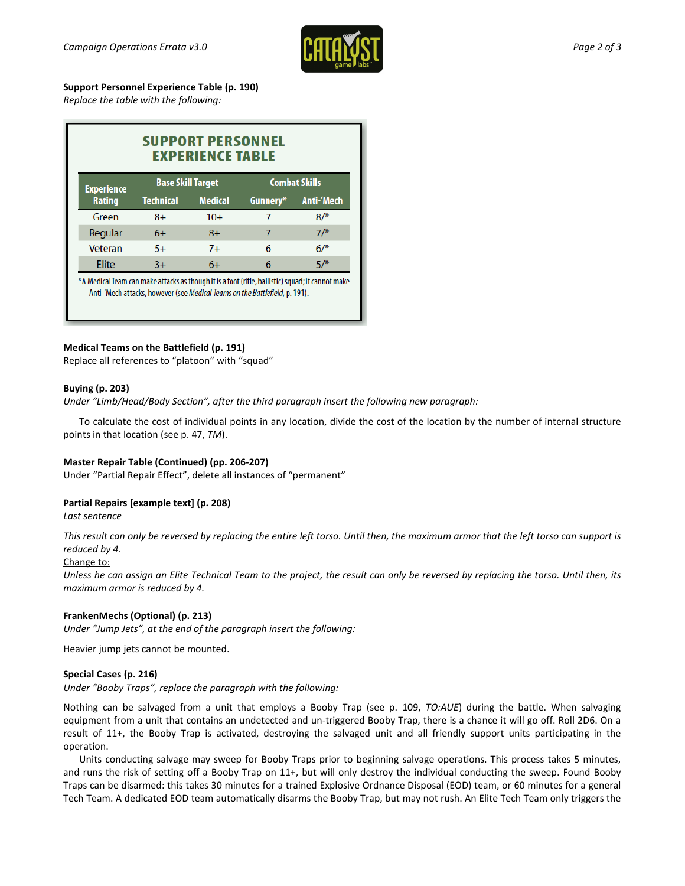**Support Personnel Experience Table (p. 190)**
*Replace the table with the following:*

**SUPPORT PERSONNEL EXPERIENCE TABLE**

| Experience Rating | Base Skill Target | | Combat Skills | |
|---|---|---|---|---|
| | Technical | Medical | Gunnery* | Anti-'Mech |
| Green | 8+ | 10+ | 7 | 8/* |
| Regular | 6+ | 8+ | 7 | 7/* |
| Veteran | 5+ | 7+ | 6 | 6/* |
| Elite | 3+ | 6+ | 6 | 5/* |

*A Medical Team can make attacks as though it is a foot (rifle, ballistic) squad; it cannot make Anti-'Mech attacks, however (see *Medical Teams on the Battlefield*, p. 191).

**Medical Teams on the Battlefield (p. 191)**
Replace all references to "platoon" with "squad"

**Buying (p. 203)**
*Under "Limb/Head/Body Section", after the third paragraph insert the following new paragraph:*

To calculate the cost of individual points in any location, divide the cost of the location by the number of internal structure points in that location (see p. 47, *TM*).

**Master Repair Table (Continued) (pp. 206-207)**
Under "Partial Repair Effect", delete all instances of "permanent"

**Partial Repairs [example text] (p. 208)**
*Last sentence*

*This result can only be reversed by replacing the entire left torso. Until then, the maximum armor that the left torso can support is reduced by 4.*
Change to:
*Unless he can assign an Elite Technical Team to the project, the result can only be reversed by replacing the torso. Until then, its maximum armor is reduced by 4.*

**FrankenMechs (Optional) (p. 213)**
*Under "Jump Jets", at the end of the paragraph insert the following:*

Heavier jump jets cannot be mounted.

**Special Cases (p. 216)**
*Under "Booby Traps", replace the paragraph with the following:*

Nothing can be salvaged from a unit that employs a Booby Trap (see p. 109, *TO:AUE*) during the battle. When salvaging equipment from a unit that contains an undetected and un-triggered Booby Trap, there is a chance it will go off. Roll 2D6. On a result of 11+, the Booby Trap is activated, destroying the salvaged unit and all friendly support units participating in the operation.

Units conducting salvage may sweep for Booby Traps prior to beginning salvage operations. This process takes 5 minutes, and runs the risk of setting off a Booby Trap on 11+, but will only destroy the individual conducting the sweep. Found Booby Traps can be disarmed: this takes 30 minutes for a trained Explosive Ordnance Disposal (EOD) team, or 60 minutes for a general Tech Team. A dedicated EOD team automatically disarms the Booby Trap, but may not rush. An Elite Tech Team only triggers the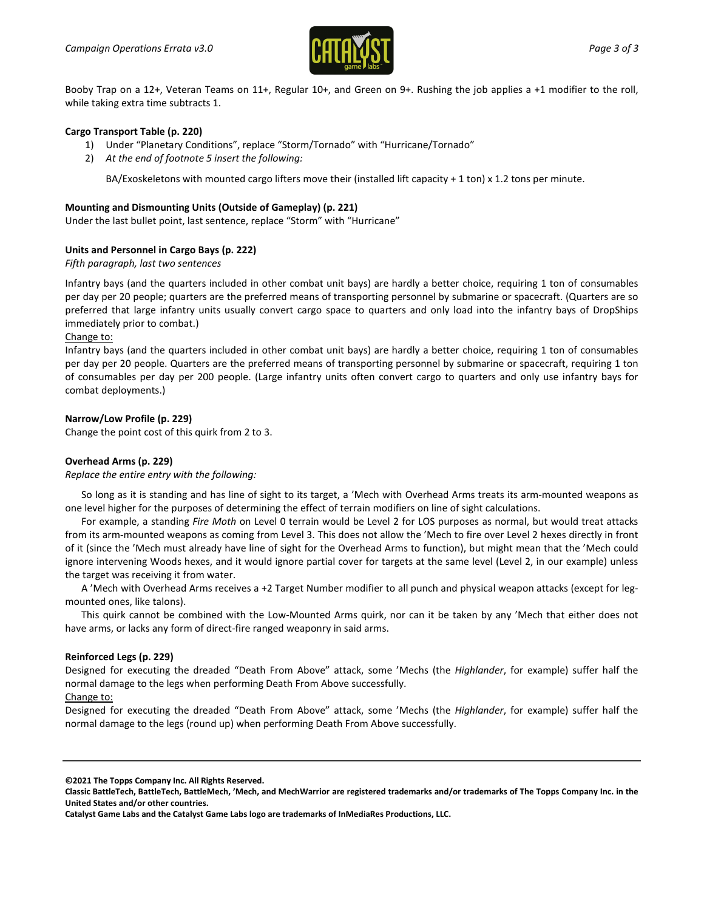Booby Trap on a 12+, Veteran Teams on 11+, Regular 10+, and Green on 9+. Rushing the job applies a +1 modifier to the roll, while taking extra time subtracts 1.

**Cargo Transport Table (p. 220)**

1) Under "Planetary Conditions", replace "Storm/Tornado" with "Hurricane/Tornado"
2) *At the end of footnote 5 insert the following:*

   BA/Exoskeletons with mounted cargo lifters move their (installed lift capacity + 1 ton) x 1.2 tons per minute.

**Mounting and Dismounting Units (Outside of Gameplay) (p. 221)**

Under the last bullet point, last sentence, replace "Storm" with "Hurricane"

**Units and Personnel in Cargo Bays (p. 222)**

*Fifth paragraph, last two sentences*

Infantry bays (and the quarters included in other combat unit bays) are hardly a better choice, requiring 1 ton of consumables per day per 20 people; quarters are the preferred means of transporting personnel by submarine or spacecraft. (Quarters are so preferred that large infantry units usually convert cargo space to quarters and only load into the infantry bays of DropShips immediately prior to combat.)

Change to:

Infantry bays (and the quarters included in other combat unit bays) are hardly a better choice, requiring 1 ton of consumables per day per 20 people. Quarters are the preferred means of transporting personnel by submarine or spacecraft, requiring 1 ton of consumables per day per 200 people. (Large infantry units often convert cargo to quarters and only use infantry bays for combat deployments.)

**Narrow/Low Profile (p. 229)**

Change the point cost of this quirk from 2 to 3.

**Overhead Arms (p. 229)**

*Replace the entire entry with the following:*

So long as it is standing and has line of sight to its target, a 'Mech with Overhead Arms treats its arm-mounted weapons as one level higher for the purposes of determining the effect of terrain modifiers on line of sight calculations.

For example, a standing *Fire Moth* on Level 0 terrain would be Level 2 for LOS purposes as normal, but would treat attacks from its arm-mounted weapons as coming from Level 3. This does not allow the 'Mech to fire over Level 2 hexes directly in front of it (since the 'Mech must already have line of sight for the Overhead Arms to function), but might mean that the 'Mech could ignore intervening Woods hexes, and it would ignore partial cover for targets at the same level (Level 2, in our example) unless the target was receiving it from water.

A 'Mech with Overhead Arms receives a +2 Target Number modifier to all punch and physical weapon attacks (except for leg-mounted ones, like talons).

This quirk cannot be combined with the Low-Mounted Arms quirk, nor can it be taken by any 'Mech that either does not have arms, or lacks any form of direct-fire ranged weaponry in said arms.

**Reinforced Legs (p. 229)**

Designed for executing the dreaded "Death From Above" attack, some 'Mechs (the *Highlander*, for example) suffer half the normal damage to the legs when performing Death From Above successfully.

Change to:

Designed for executing the dreaded "Death From Above" attack, some 'Mechs (the *Highlander*, for example) suffer half the normal damage to the legs (round up) when performing Death From Above successfully.

**©2021 The Topps Company Inc. All Rights Reserved.**

**Classic BattleTech, BattleTech, BattleMech, 'Mech, and MechWarrior are registered trademarks and/or trademarks of The Topps Company Inc. in the United States and/or other countries.**

**Catalyst Game Labs and the Catalyst Game Labs logo are trademarks of InMediaRes Productions, LLC.**